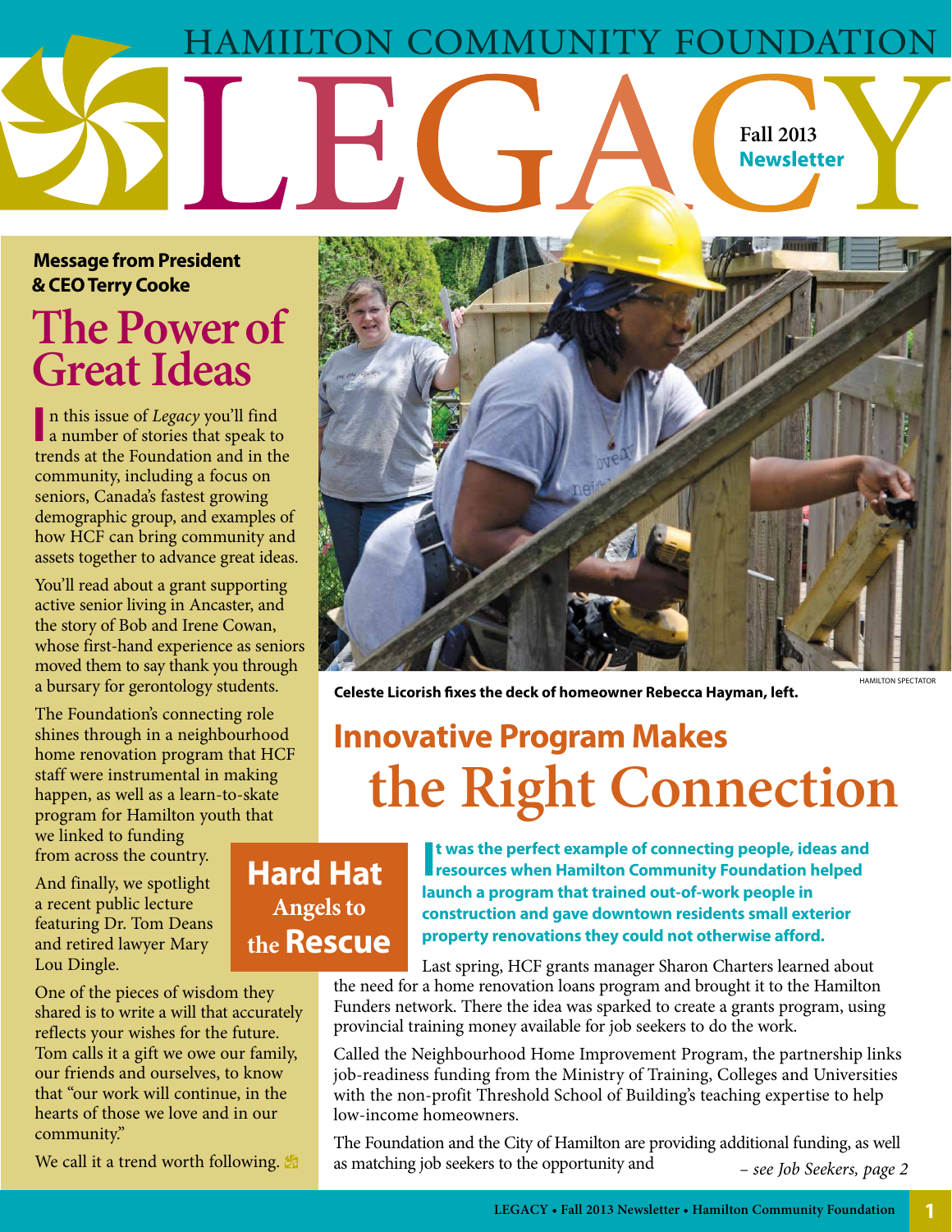# HAMILTON COMMUNITY FOUNDATION LEGACY

Fall 2013 Newsletter

**Message from President & CEO Terry Cooke**

## The Power of Great Ideas

In this issue of *Legacy* you'll find a number of stories that speak to trends at the Foundation and in the community, including a focus on seniors, Canada's fastest growing demographic group, and examples of how HCF can bring community and assets together to advance great ideas.

You'll read about a grant supporting active senior living in Ancaster, and the story of Bob and Irene Cowan, whose first-hand experience as seniors moved them to say thank you through a bursary for gerontology students.

The Foundation's connecting role shines through in a neighbourhood home renovation program that HCF staff were instrumental in making happen, as well as a learn-to-skate program for Hamilton youth that we linked to funding from across the country.

And finally, we spotlight a recent public lecture featuring Dr. Tom Deans and retired lawyer Mary Lou Dingle.

One of the pieces of wisdom they shared is to write a will that accurately reflects your wishes for the future. Tom calls it a gift we owe our family, our friends and ourselves, to know that "our work will continue, in the hearts of those we love and in our community."

We call it a trend worth following.

Celeste Licorish fixes the deck of homeowner Rebecca Hayman, left.

HAMILTON SPECTATOR

## Innovative Program Makes the Right Connection

### Hard Hat Angels to the Rescue

**It was the perfect example of connecting people, ideas and resources when Hamilton Community Foundation helped launch a program that trained out-of-work people in construction and gave downtown residents small exterior property renovations they could not otherwise afford.**

Last spring, HCF grants manager Sharon Charters learned about the need for a home renovation loans program and brought it to the Hamilton Funders network. There the idea was sparked to create a grants program, using provincial training money available for job seekers to do the work.

Called the Neighbourhood Home Improvement Program, the partnership links job-readiness funding from the Ministry of Training, Colleges and Universities with the non-profit Threshold School of Building's teaching expertise to help low-income homeowners.

The Foundation and the City of Hamilton are providing additional funding, as well as matching job seekers to the opportunity and *– see Job Seekers, page 2*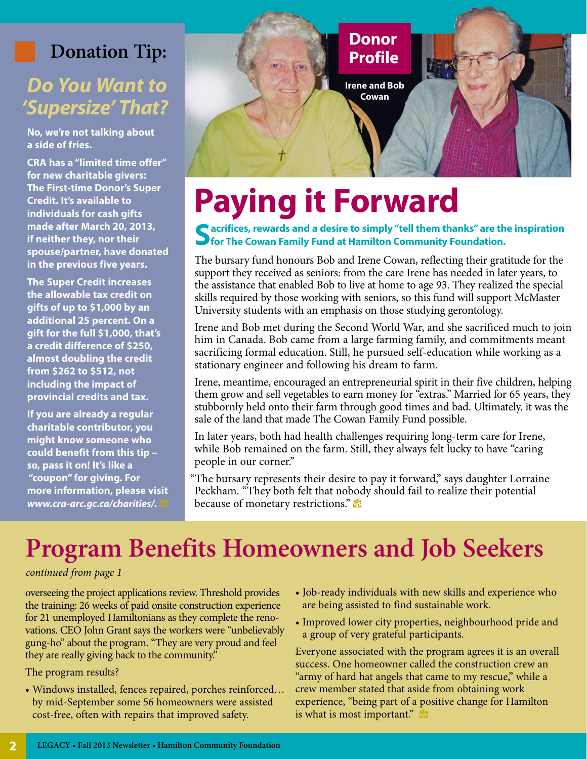## Donation Tip:

### *Do You Want to 'Supersize' That?*

**No, we're not talking about a side of fries.**

**CRA has a "limited time offer" for new charitable givers: The First-time Donor's Super Credit. It's available to individuals for cash gifts made after March 20, 2013, if neither they, nor their spouse/partner, have donated in the previous five years.**

**The Super Credit increases the allowable tax credit on gifts of up to $1,000 by an additional 25 percent. On a gift for the full $1,000, that's a credit difference of $250, almost doubling the credit from $262 to $512, not including the impact of provincial credits and tax.**

**If you are already a regular charitable contributor, you might know someone who could benefit from this tip – so, pass it on! It's like a "coupon" for giving. For more information, please visit *www.cra-arc.gc.ca/charities/*.**

## Donor Profile

**Irene and Bob Cowan**

# Paying it Forward

**Sacrifices, rewards and a desire to simply "tell them thanks" are the inspiration for The Cowan Family Fund at Hamilton Community Foundation.**

The bursary fund honours Bob and Irene Cowan, reflecting their gratitude for the support they received as seniors: from the care Irene has needed in later years, to the assistance that enabled Bob to live at home to age 93. They realized the special skills required by those working with seniors, so this fund will support McMaster University students with an emphasis on those studying gerontology.

Irene and Bob met during the Second World War, and she sacrificed much to join him in Canada. Bob came from a large farming family, and commitments meant sacrificing formal education. Still, he pursued self-education while working as a stationary engineer and following his dream to farm.

Irene, meantime, encouraged an entrepreneurial spirit in their five children, helping them grow and sell vegetables to earn money for "extras." Married for 65 years, they stubbornly held onto their farm through good times and bad. Ultimately, it was the sale of the land that made The Cowan Family Fund possible.

In later years, both had health challenges requiring long-term care for Irene, while Bob remained on the farm. Still, they always felt lucky to have "caring people in our corner."

"The bursary represents their desire to pay it forward," says daughter Lorraine Peckham. "They both felt that nobody should fail to realize their potential because of monetary restrictions."

# Program Benefits Homeowners and Job Seekers

*continued from page 1*

overseeing the project applications review. Threshold provides the training: 26 weeks of paid onsite construction experience for 21 unemployed Hamiltonians as they complete the renovations. CEO John Grant says the workers were "unbelievably gung-ho" about the program. "They are very proud and feel they are really giving back to the community."

The program results?

- Windows installed, fences repaired, porches reinforced… by mid-September some 56 homeowners were assisted cost-free, often with repairs that improved safety.
- Job-ready individuals with new skills and experience who are being assisted to find sustainable work.
- Improved lower city properties, neighbourhood pride and a group of very grateful participants.

Everyone associated with the program agrees it is an overall success. One homeowner called the construction crew an "army of hard hat angels that came to my rescue," while a crew member stated that aside from obtaining work experience, "being part of a positive change for Hamilton is what is most important."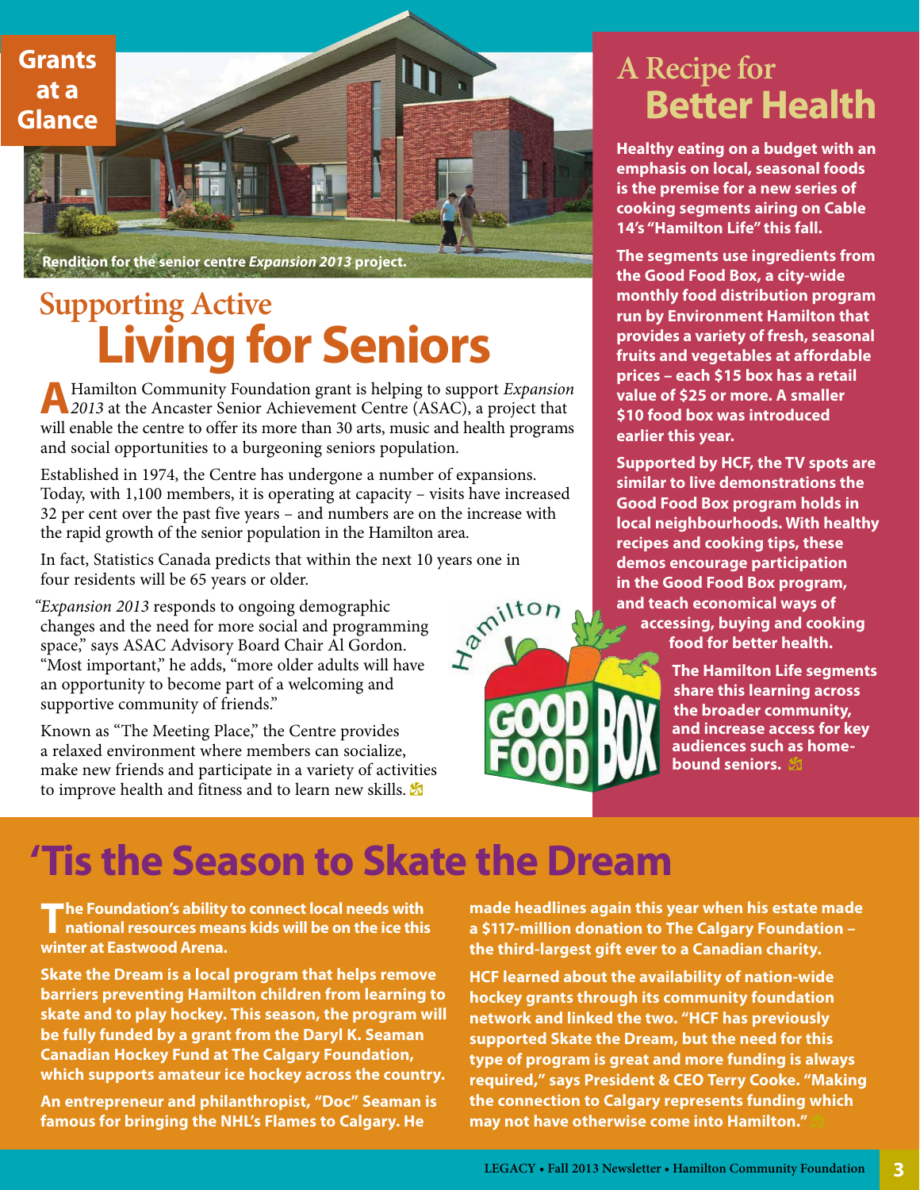# Grants at a Glance

Rendition for the senior centre *Expansion 2013* project.

## Supporting Active Living for Seniors

A Hamilton Community Foundation grant is helping to support *Expansion 2013* at the Ancaster Senior Achievement Centre (ASAC), a project that will enable the centre to offer its more than 30 arts, music and health programs and social opportunities to a burgeoning seniors population.

Established in 1974, the Centre has undergone a number of expansions. Today, with 1,100 members, it is operating at capacity – visits have increased 32 per cent over the past five years – and numbers are on the increase with the rapid growth of the senior population in the Hamilton area.

In fact, Statistics Canada predicts that within the next 10 years one in four residents will be 65 years or older.

"*Expansion 2013* responds to ongoing demographic changes and the need for more social and programming space," says ASAC Advisory Board Chair Al Gordon. "Most important," he adds, "more older adults will have an opportunity to become part of a welcoming and supportive community of friends."

Known as "The Meeting Place," the Centre provides a relaxed environment where members can socialize, make new friends and participate in a variety of activities to improve health and fitness and to learn new skills.

Hamilton GOOD FOOD BOX

## A Recipe for Better Health

**Healthy eating on a budget with an emphasis on local, seasonal foods is the premise for a new series of cooking segments airing on Cable 14's "Hamilton Life" this fall.**

**The segments use ingredients from the Good Food Box, a city-wide monthly food distribution program run by Environment Hamilton that provides a variety of fresh, seasonal fruits and vegetables at affordable prices – each $15 box has a retail value of $25 or more. A smaller $10 food box was introduced earlier this year.**

**Supported by HCF, the TV spots are similar to live demonstrations the Good Food Box program holds in local neighbourhoods. With healthy recipes and cooking tips, these demos encourage participation in the Good Food Box program, and teach economical ways of accessing, buying and cooking food for better health.**

**The Hamilton Life segments share this learning across the broader community, and increase access for key audiences such as home-bound seniors.**

## 'Tis the Season to Skate the Dream

**The Foundation's ability to connect local needs with national resources means kids will be on the ice this winter at Eastwood Arena.**

**Skate the Dream is a local program that helps remove barriers preventing Hamilton children from learning to skate and to play hockey. This season, the program will be fully funded by a grant from the Daryl K. Seaman Canadian Hockey Fund at The Calgary Foundation, which supports amateur ice hockey across the country.**

**An entrepreneur and philanthropist, "Doc" Seaman is famous for bringing the NHL's Flames to Calgary. He made headlines again this year when his estate made a $117-million donation to The Calgary Foundation – the third-largest gift ever to a Canadian charity.**

**HCF learned about the availability of nation-wide hockey grants through its community foundation network and linked the two. "HCF has previously supported Skate the Dream, but the need for this type of program is great and more funding is always required," says President & CEO Terry Cooke. "Making the connection to Calgary represents funding which may not have otherwise come into Hamilton."**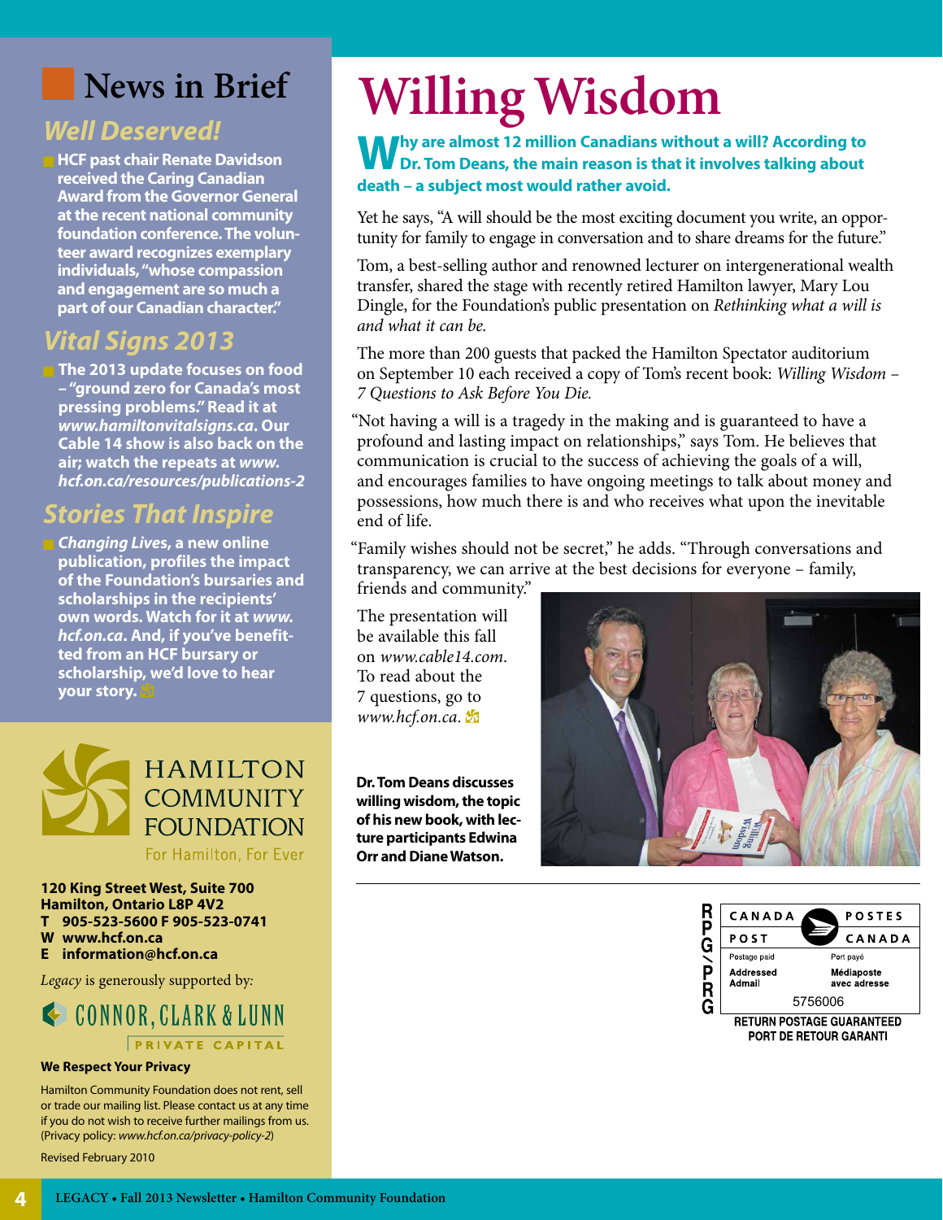# News in Brief

## Well Deserved!

- HCF past chair Renate Davidson received the Caring Canadian Award from the Governor General at the recent national community foundation conference. The volunteer award recognizes exemplary individuals, "whose compassion and engagement are so much a part of our Canadian character."

## Vital Signs 2013

- The 2013 update focuses on food – "ground zero for Canada's most pressing problems." Read it at *www.hamiltonvitalsigns.ca*. Our Cable 14 show is also back on the air; watch the repeats at *www.hcf.on.ca/resources/publications-2*

## Stories That Inspire

- *Changing Lives*, a new online publication, profiles the impact of the Foundation's bursaries and scholarships in the recipients' own words. Watch for it at *www.hcf.on.ca*. And, if you've benefitted from an HCF bursary or scholarship, we'd love to hear your story.

HAMILTON COMMUNITY FOUNDATION
For Hamilton, For Ever

**120 King Street West, Suite 700**
**Hamilton, Ontario L8P 4V2**
**T 905-523-5600 F 905-523-0741**
**W www.hcf.on.ca**
**E information@hcf.on.ca**

*Legacy* is generously supported by:

CONNOR, CLARK & LUNN
PRIVATE CAPITAL

**We Respect Your Privacy**

Hamilton Community Foundation does not rent, sell or trade our mailing list. Please contact us at any time if you do not wish to receive further mailings from us. (Privacy policy: *www.hcf.on.ca/privacy-policy-2*)

Revised February 2010

# Willing Wisdom

**Why are almost 12 million Canadians without a will? According to Dr. Tom Deans, the main reason is that it involves talking about death – a subject most would rather avoid.**

Yet he says, "A will should be the most exciting document you write, an opportunity for family to engage in conversation and to share dreams for the future."

Tom, a best-selling author and renowned lecturer on intergenerational wealth transfer, shared the stage with recently retired Hamilton lawyer, Mary Lou Dingle, for the Foundation's public presentation on *Rethinking what a will is and what it can be.*

The more than 200 guests that packed the Hamilton Spectator auditorium on September 10 each received a copy of Tom's recent book: *Willing Wisdom – 7 Questions to Ask Before You Die.*

"Not having a will is a tragedy in the making and is guaranteed to have a profound and lasting impact on relationships," says Tom. He believes that communication is crucial to the success of achieving the goals of a will, and encourages families to have ongoing meetings to talk about money and possessions, how much there is and who receives what upon the inevitable end of life.

"Family wishes should not be secret," he adds. "Through conversations and transparency, we can arrive at the best decisions for everyone – family, friends and community."

The presentation will be available this fall on *www.cable14.com*. To read about the 7 questions, go to *www.hcf.on.ca*.

**Dr. Tom Deans discusses willing wisdom, the topic of his new book, with lecture participants Edwina Orr and Diane Watson.**

RPG/PRG
CANADA POST / POSTES CANADA
Postage paid / Port payé
Addressed Admail / Médiaposte avec adresse
5756006
RETURN POSTAGE GUARANTEED
PORT DE RETOUR GARANTI